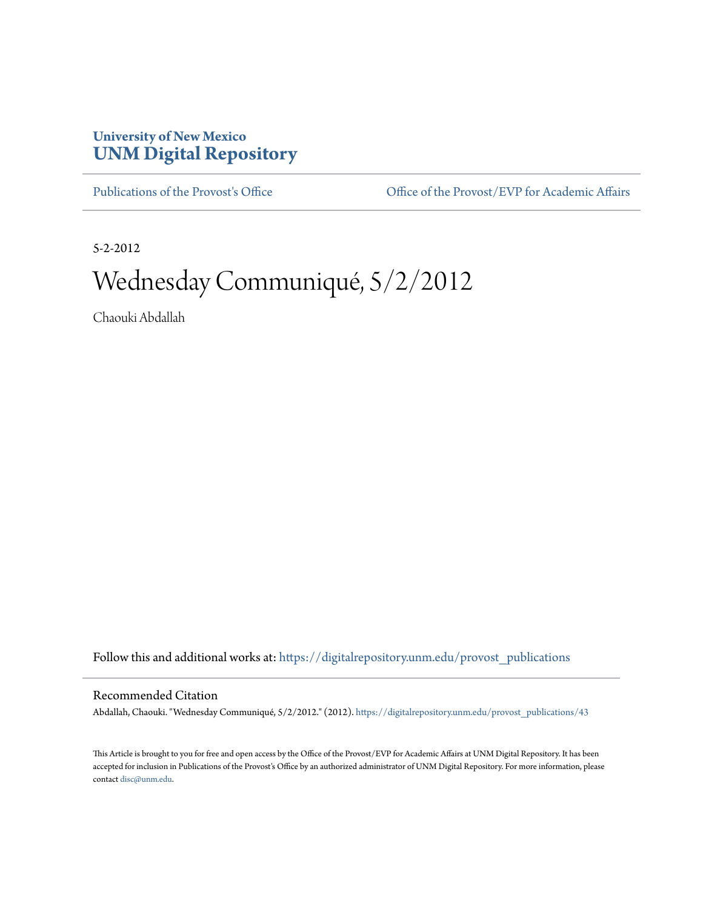**University of New Mexico**
**UNM Digital Repository**

Publications of the Provost's Office | Office of the Provost/EVP for Academic Affairs

5-2-2012

# Wednesday Communiqué, 5/2/2012

Chaouki Abdallah

Follow this and additional works at: https://digitalrepository.unm.edu/provost_publications

## Recommended Citation

Abdallah, Chaouki. "Wednesday Communiqué, 5/2/2012." (2012). https://digitalrepository.unm.edu/provost_publications/43

This Article is brought to you for free and open access by the Office of the Provost/EVP for Academic Affairs at UNM Digital Repository. It has been accepted for inclusion in Publications of the Provost's Office by an authorized administrator of UNM Digital Repository. For more information, please contact disc@unm.edu.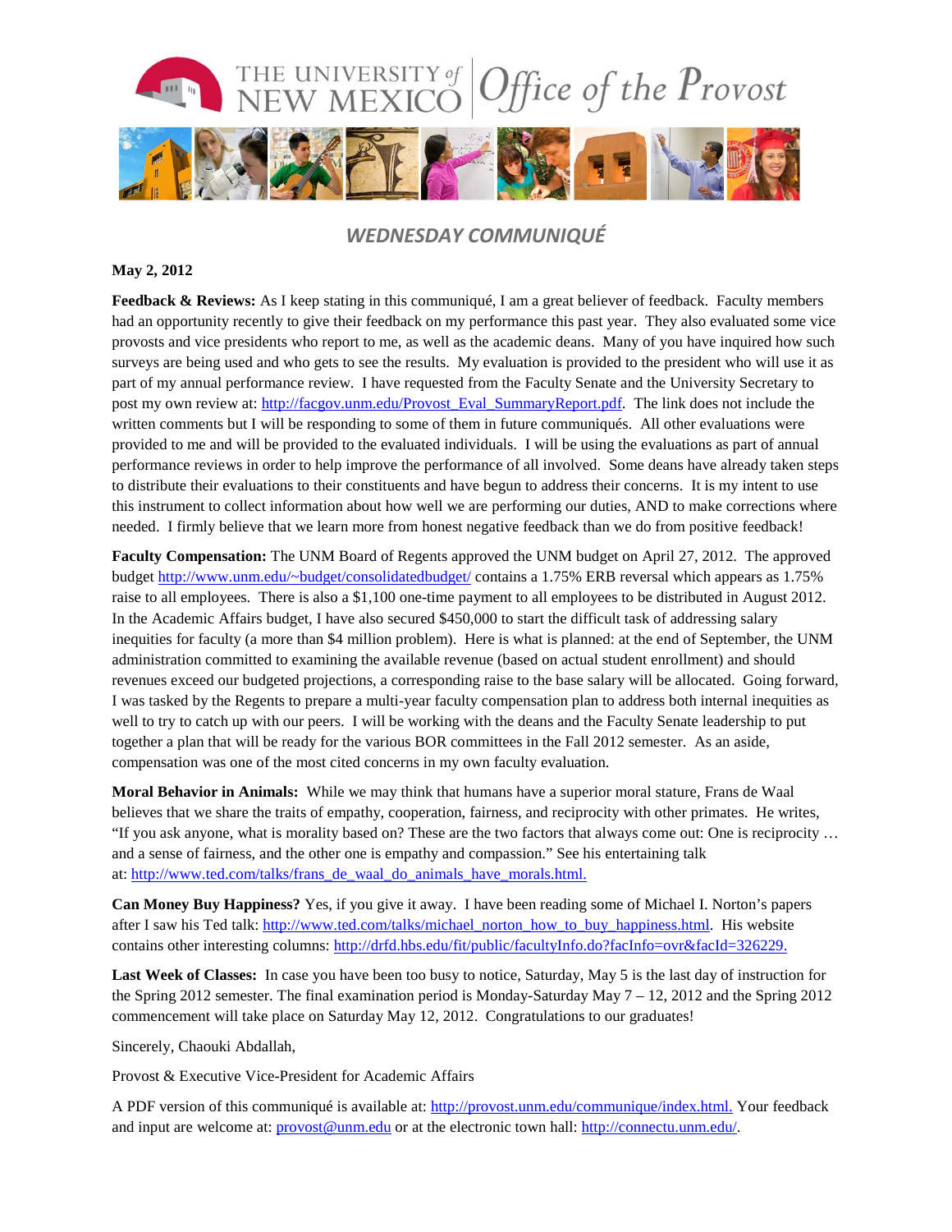THE UNIVERSITY of NEW MEXICO | Office of the Provost

## *WEDNESDAY COMMUNIQUÉ*

**May 2, 2012**

**Feedback & Reviews:** As I keep stating in this communiqué, I am a great believer of feedback. Faculty members had an opportunity recently to give their feedback on my performance this past year. They also evaluated some vice provosts and vice presidents who report to me, as well as the academic deans. Many of you have inquired how such surveys are being used and who gets to see the results. My evaluation is provided to the president who will use it as part of my annual performance review. I have requested from the Faculty Senate and the University Secretary to post my own review at: http://facgov.unm.edu/Provost_Eval_SummaryReport.pdf. The link does not include the written comments but I will be responding to some of them in future communiqués. All other evaluations were provided to me and will be provided to the evaluated individuals. I will be using the evaluations as part of annual performance reviews in order to help improve the performance of all involved. Some deans have already taken steps to distribute their evaluations to their constituents and have begun to address their concerns. It is my intent to use this instrument to collect information about how well we are performing our duties, AND to make corrections where needed. I firmly believe that we learn more from honest negative feedback than we do from positive feedback!

**Faculty Compensation:** The UNM Board of Regents approved the UNM budget on April 27, 2012. The approved budget http://www.unm.edu/~budget/consolidatedbudget/ contains a 1.75% ERB reversal which appears as 1.75% raise to all employees. There is also a $1,100 one-time payment to all employees to be distributed in August 2012. In the Academic Affairs budget, I have also secured $450,000 to start the difficult task of addressing salary inequities for faculty (a more than $4 million problem). Here is what is planned: at the end of September, the UNM administration committed to examining the available revenue (based on actual student enrollment) and should revenues exceed our budgeted projections, a corresponding raise to the base salary will be allocated. Going forward, I was tasked by the Regents to prepare a multi-year faculty compensation plan to address both internal inequities as well to try to catch up with our peers. I will be working with the deans and the Faculty Senate leadership to put together a plan that will be ready for the various BOR committees in the Fall 2012 semester. As an aside, compensation was one of the most cited concerns in my own faculty evaluation.

**Moral Behavior in Animals:** While we may think that humans have a superior moral stature, Frans de Waal believes that we share the traits of empathy, cooperation, fairness, and reciprocity with other primates. He writes, "If you ask anyone, what is morality based on? These are the two factors that always come out: One is reciprocity … and a sense of fairness, and the other one is empathy and compassion." See his entertaining talk at: http://www.ted.com/talks/frans_de_waal_do_animals_have_morals.html.

**Can Money Buy Happiness?** Yes, if you give it away. I have been reading some of Michael I. Norton's papers after I saw his Ted talk: http://www.ted.com/talks/michael_norton_how_to_buy_happiness.html. His website contains other interesting columns: http://drfd.hbs.edu/fit/public/facultyInfo.do?facInfo=ovr&facId=326229.

**Last Week of Classes:** In case you have been too busy to notice, Saturday, May 5 is the last day of instruction for the Spring 2012 semester. The final examination period is Monday-Saturday May 7 – 12, 2012 and the Spring 2012 commencement will take place on Saturday May 12, 2012. Congratulations to our graduates!

Sincerely, Chaouki Abdallah,

Provost & Executive Vice-President for Academic Affairs

A PDF version of this communiqué is available at: http://provost.unm.edu/communique/index.html. Your feedback and input are welcome at: provost@unm.edu or at the electronic town hall: http://connectu.unm.edu/.